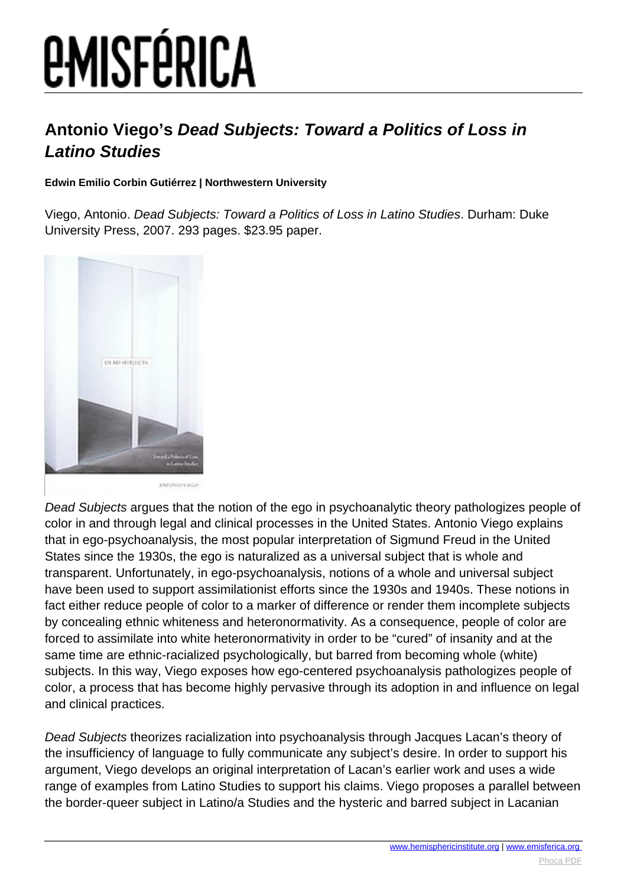# Antonio Viego's *Dead Subjects: Toward a Politics of Loss in Latino Studies*

**Edwin Emilio Corbin Gutiérrez | Northwestern University**

Viego, Antonio. *Dead Subjects: Toward a Politics of Loss in Latino Studies*. Durham: Duke University Press, 2007. 293 pages. $23.95 paper.

*Dead Subjects* argues that the notion of the ego in psychoanalytic theory pathologizes people of color in and through legal and clinical processes in the United States. Antonio Viego explains that in ego-psychoanalysis, the most popular interpretation of Sigmund Freud in the United States since the 1930s, the ego is naturalized as a universal subject that is whole and transparent. Unfortunately, in ego-psychoanalysis, notions of a whole and universal subject have been used to support assimilationist efforts since the 1930s and 1940s. These notions in fact either reduce people of color to a marker of difference or render them incomplete subjects by concealing ethnic whiteness and heteronormativity. As a consequence, people of color are forced to assimilate into white heteronormativity in order to be "cured" of insanity and at the same time are ethnic-racialized psychologically, but barred from becoming whole (white) subjects. In this way, Viego exposes how ego-centered psychoanalysis pathologizes people of color, a process that has become highly pervasive through its adoption in and influence on legal and clinical practices.

*Dead Subjects* theorizes racialization into psychoanalysis through Jacques Lacan's theory of the insufficiency of language to fully communicate any subject's desire. In order to support his argument, Viego develops an original interpretation of Lacan's earlier work and uses a wide range of examples from Latino Studies to support his claims. Viego proposes a parallel between the border-queer subject in Latino/a Studies and the hysteric and barred subject in Lacanian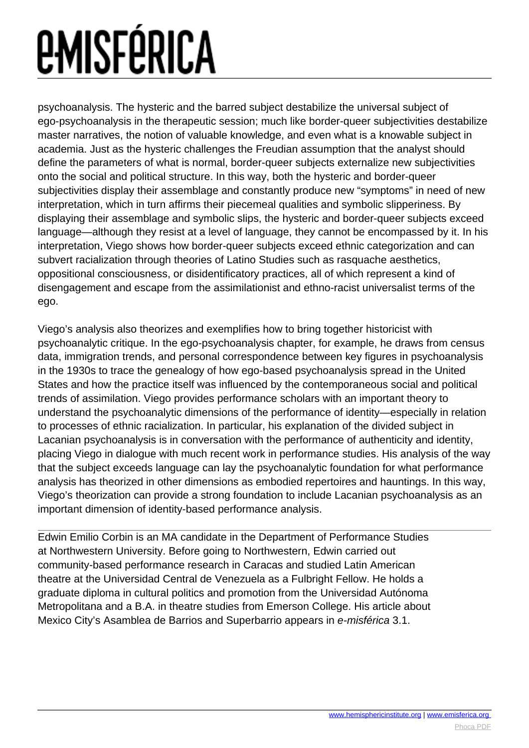psychoanalysis. The hysteric and the barred subject destabilize the universal subject of ego-psychoanalysis in the therapeutic session; much like border-queer subjectivities destabilize master narratives, the notion of valuable knowledge, and even what is a knowable subject in academia. Just as the hysteric challenges the Freudian assumption that the analyst should define the parameters of what is normal, border-queer subjects externalize new subjectivities onto the social and political structure. In this way, both the hysteric and border-queer subjectivities display their assemblage and constantly produce new "symptoms" in need of new interpretation, which in turn affirms their piecemeal qualities and symbolic slipperiness. By displaying their assemblage and symbolic slips, the hysteric and border-queer subjects exceed language—although they resist at a level of language, they cannot be encompassed by it. In his interpretation, Viego shows how border-queer subjects exceed ethnic categorization and can subvert racialization through theories of Latino Studies such as rasquache aesthetics, oppositional consciousness, or disidentificatory practices, all of which represent a kind of disengagement and escape from the assimilationist and ethno-racist universalist terms of the ego.

Viego's analysis also theorizes and exemplifies how to bring together historicist with psychoanalytic critique. In the ego-psychoanalysis chapter, for example, he draws from census data, immigration trends, and personal correspondence between key figures in psychoanalysis in the 1930s to trace the genealogy of how ego-based psychoanalysis spread in the United States and how the practice itself was influenced by the contemporaneous social and political trends of assimilation. Viego provides performance scholars with an important theory to understand the psychoanalytic dimensions of the performance of identity—especially in relation to processes of ethnic racialization. In particular, his explanation of the divided subject in Lacanian psychoanalysis is in conversation with the performance of authenticity and identity, placing Viego in dialogue with much recent work in performance studies. His analysis of the way that the subject exceeds language can lay the psychoanalytic foundation for what performance analysis has theorized in other dimensions as embodied repertoires and hauntings. In this way, Viego's theorization can provide a strong foundation to include Lacanian psychoanalysis as an important dimension of identity-based performance analysis.

---

Edwin Emilio Corbin is an MA candidate in the Department of Performance Studies at Northwestern University. Before going to Northwestern, Edwin carried out community-based performance research in Caracas and studied Latin American theatre at the Universidad Central de Venezuela as a Fulbright Fellow. He holds a graduate diploma in cultural politics and promotion from the Universidad Autónoma Metropolitana and a B.A. in theatre studies from Emerson College. His article about Mexico City's Asamblea de Barrios and Superbarrio appears in *e-misférica* 3.1.